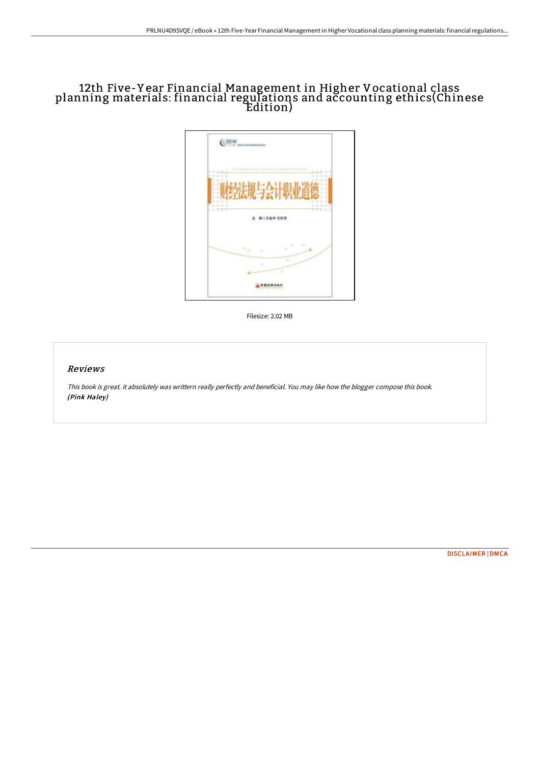# 12th Five-Year Financial Management in Higher Vocational class planning materials: financial regulations and accounting ethics(Chinese Edition)

Filesize: 2.02 MB

## Reviews

*This book is great. it absolutely was writtern really perfectly and beneficial. You may like how the blogger compose this book.*
***(Pink Haley)***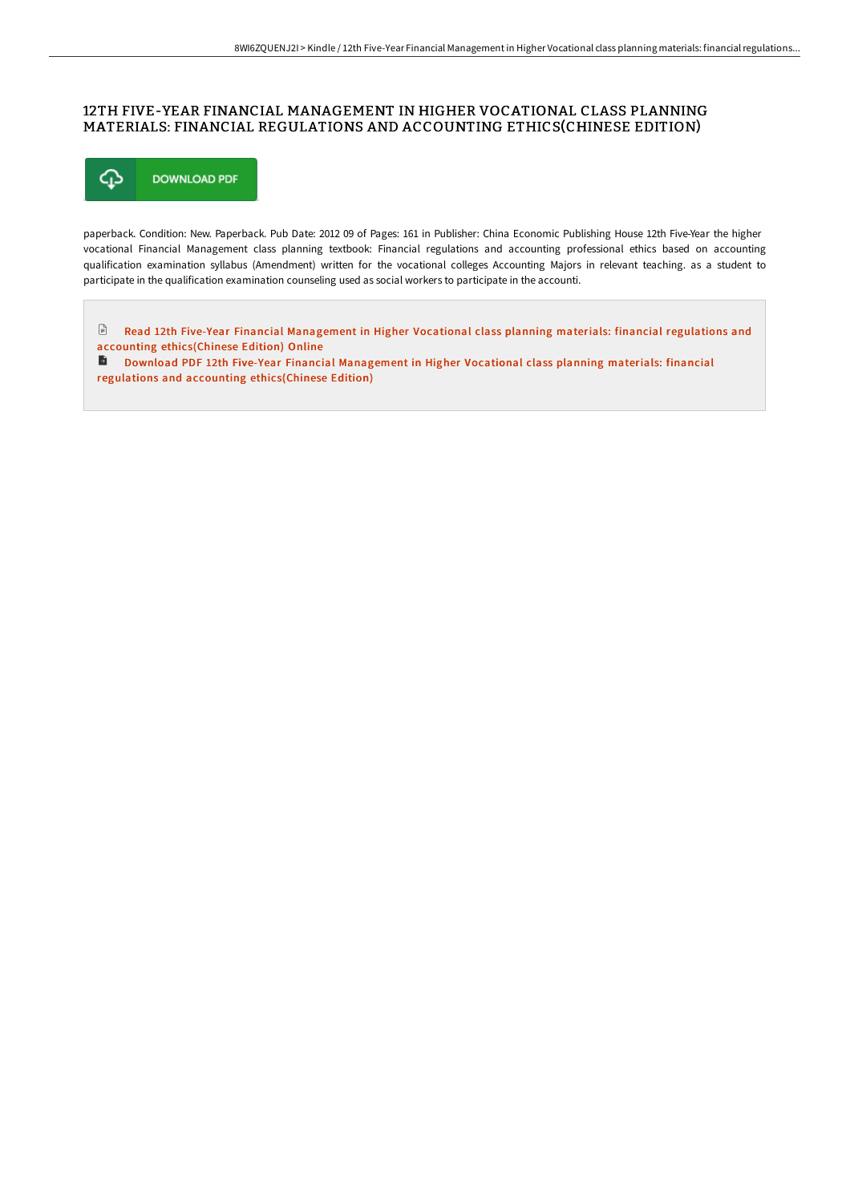# 12TH FIVE-YEAR FINANCIAL MANAGEMENT IN HIGHER VOCATIONAL CLASS PLANNING MATERIALS: FINANCIAL REGULATIONS AND ACCOUNTING ETHICS(CHINESE EDITION)

DOWNLOAD PDF

paperback. Condition: New. Paperback. Pub Date: 2012 09 of Pages: 161 in Publisher: China Economic Publishing House 12th Five-Year the higher vocational Financial Management class planning textbook: Financial regulations and accounting professional ethics based on accounting qualification examination syllabus (Amendment) written for the vocational colleges Accounting Majors in relevant teaching. as a student to participate in the qualification examination counseling used as social workers to participate in the accounti.

Read 12th Five-Year Financial Management in Higher Vocational class planning materials: financial regulations and accounting ethics(Chinese Edition) Online

Download PDF 12th Five-Year Financial Management in Higher Vocational class planning materials: financial regulations and accounting ethics(Chinese Edition)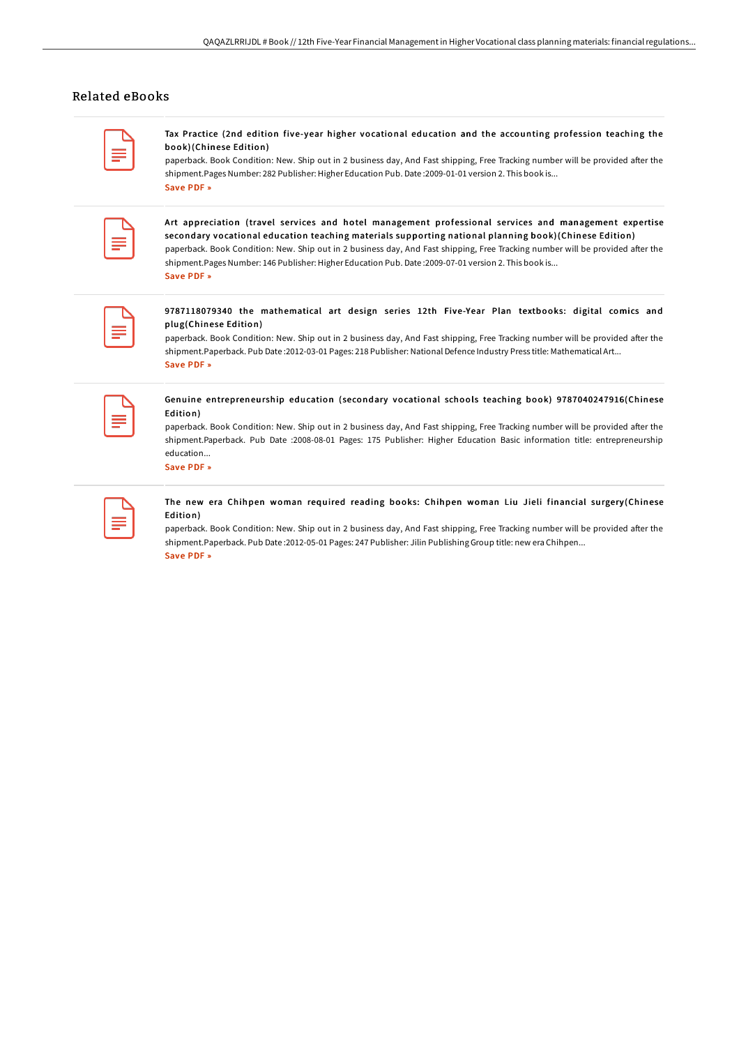## Related eBooks

Tax Practice (2nd edition five-year higher vocational education and the accounting profession teaching the book)(Chinese Edition)

paperback. Book Condition: New. Ship out in 2 business day, And Fast shipping, Free Tracking number will be provided after the shipment.Pages Number: 282 Publisher: Higher Education Pub. Date :2009-01-01 version 2. This book is...

Save PDF »

Art appreciation (travel services and hotel management professional services and management expertise secondary vocational education teaching materials supporting national planning book)(Chinese Edition)

paperback. Book Condition: New. Ship out in 2 business day, And Fast shipping, Free Tracking number will be provided after the shipment.Pages Number: 146 Publisher: Higher Education Pub. Date :2009-07-01 version 2. This book is...

Save PDF »

9787118079340 the mathematical art design series 12th Five-Year Plan textbooks: digital comics and plug(Chinese Edition)

paperback. Book Condition: New. Ship out in 2 business day, And Fast shipping, Free Tracking number will be provided after the shipment.Paperback. Pub Date :2012-03-01 Pages: 218 Publisher: National Defence Industry Press title: Mathematical Art...

Save PDF »

Genuine entrepreneurship education (secondary vocational schools teaching book) 9787040247916(Chinese Edition)

paperback. Book Condition: New. Ship out in 2 business day, And Fast shipping, Free Tracking number will be provided after the shipment.Paperback. Pub Date :2008-08-01 Pages: 175 Publisher: Higher Education Basic information title: entrepreneurship education...

Save PDF »

The new era Chihpen woman required reading books: Chihpen woman Liu Jieli financial surgery(Chinese Edition)

paperback. Book Condition: New. Ship out in 2 business day, And Fast shipping, Free Tracking number will be provided after the shipment.Paperback. Pub Date :2012-05-01 Pages: 247 Publisher: Jilin Publishing Group title: new era Chihpen...

Save PDF »